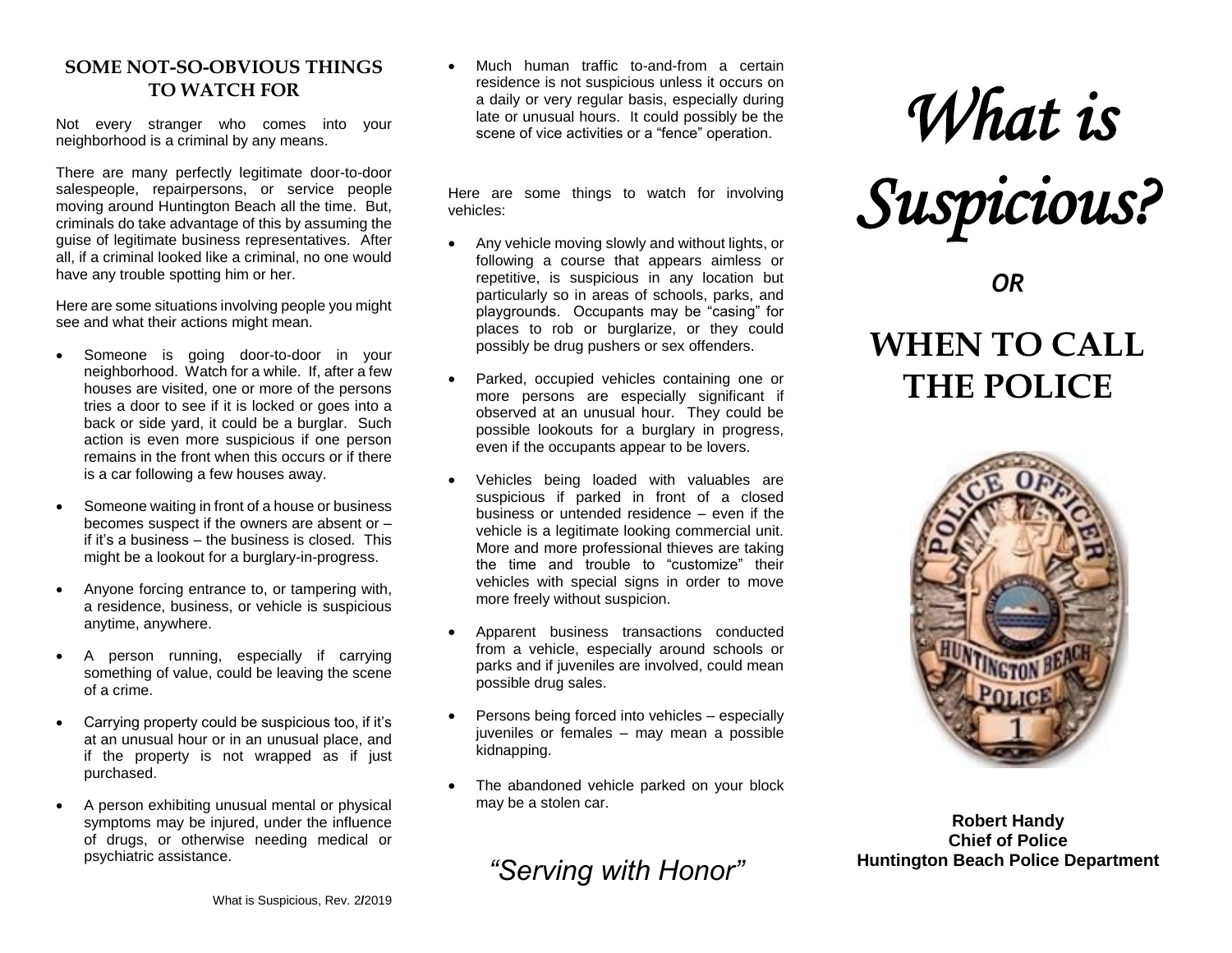## SOME NOT-SO-OBVIOUS THINGS TO WATCH FOR

Not every stranger who comes into your neighborhood is a criminal by any means.

There are many perfectly legitimate door-to-door salespeople, repairpersons, or service people moving around Huntington Beach all the time. But, criminals do take advantage of this by assuming the guise of legitimate business representatives. After all, if a criminal looked like a criminal, no one would have any trouble spotting him or her.

Here are some situations involving people you might see and what their actions might mean.

- Someone is going door-to-door in your neighborhood. Watch for a while. If, after a few houses are visited, one or more of the persons tries a door to see if it is locked or goes into a back or side yard, it could be a burglar. Such action is even more suspicious if one person remains in the front when this occurs or if there is a car following a few houses away.
- Someone waiting in front of a house or business becomes suspect if the owners are absent or – if it's a business – the business is closed. This might be a lookout for a burglary-in-progress.
- Anyone forcing entrance to, or tampering with, a residence, business, or vehicle is suspicious anytime, anywhere.
- A person running, especially if carrying something of value, could be leaving the scene of a crime.
- Carrying property could be suspicious too, if it's at an unusual hour or in an unusual place, and if the property is not wrapped as if just purchased.
- A person exhibiting unusual mental or physical symptoms may be injured, under the influence of drugs, or otherwise needing medical or psychiatric assistance.
- Much human traffic to-and-from a certain residence is not suspicious unless it occurs on a daily or very regular basis, especially during late or unusual hours. It could possibly be the scene of vice activities or a "fence" operation.

Here are some things to watch for involving vehicles:

- Any vehicle moving slowly and without lights, or following a course that appears aimless or repetitive, is suspicious in any location but particularly so in areas of schools, parks, and playgrounds. Occupants may be "casing" for places to rob or burglarize, or they could possibly be drug pushers or sex offenders.
- Parked, occupied vehicles containing one or more persons are especially significant if observed at an unusual hour. They could be possible lookouts for a burglary in progress, even if the occupants appear to be lovers.
- Vehicles being loaded with valuables are suspicious if parked in front of a closed business or untended residence – even if the vehicle is a legitimate looking commercial unit. More and more professional thieves are taking the time and trouble to "customize" their vehicles with special signs in order to move more freely without suspicion.
- Apparent business transactions conducted from a vehicle, especially around schools or parks and if juveniles are involved, could mean possible drug sales.
- Persons being forced into vehicles – especially juveniles or females – may mean a possible kidnapping.
- The abandoned vehicle parked on your block may be a stolen car.

*"Serving with Honor"*

What is Suspicious, Rev. 2/2019

# *What is Suspicious?*

***OR***

# WHEN TO CALL THE POLICE

**Robert Handy**
**Chief of Police**
**Huntington Beach Police Department**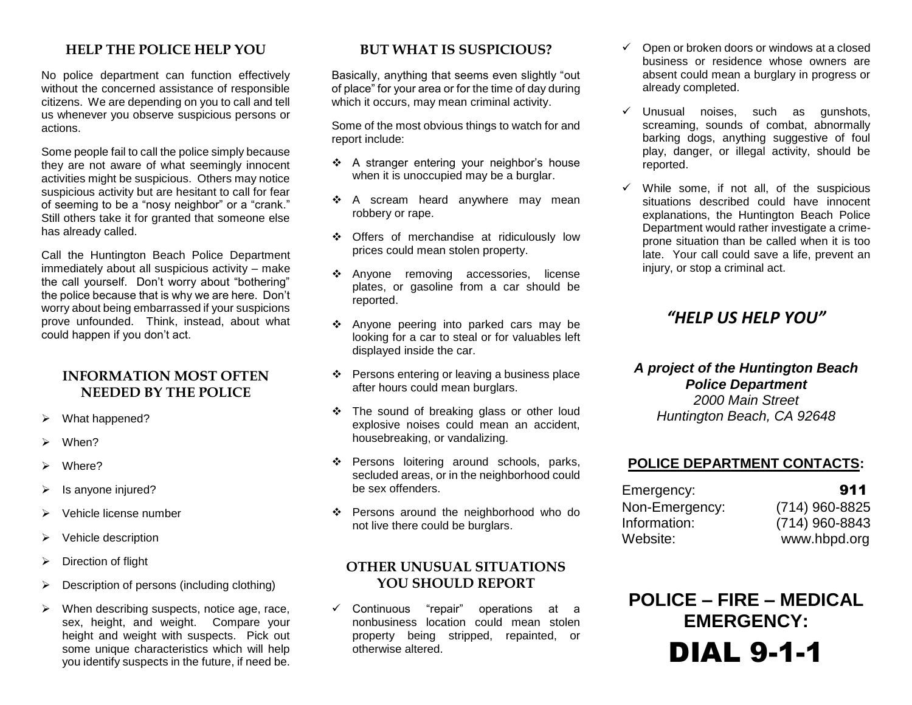## HELP THE POLICE HELP YOU

No police department can function effectively without the concerned assistance of responsible citizens. We are depending on you to call and tell us whenever you observe suspicious persons or actions.

Some people fail to call the police simply because they are not aware of what seemingly innocent activities might be suspicious. Others may notice suspicious activity but are hesitant to call for fear of seeming to be a "nosy neighbor" or a "crank." Still others take it for granted that someone else has already called.

Call the Huntington Beach Police Department immediately about all suspicious activity – make the call yourself. Don't worry about "bothering" the police because that is why we are here. Don't worry about being embarrassed if your suspicions prove unfounded. Think, instead, about what could happen if you don't act.

## INFORMATION MOST OFTEN NEEDED BY THE POLICE

- What happened?
- When?
- Where?
- Is anyone injured?
- Vehicle license number
- Vehicle description
- Direction of flight
- Description of persons (including clothing)
- When describing suspects, notice age, race, sex, height, and weight. Compare your height and weight with suspects. Pick out some unique characteristics which will help you identify suspects in the future, if need be.

## BUT WHAT IS SUSPICIOUS?

Basically, anything that seems even slightly "out of place" for your area or for the time of day during which it occurs, may mean criminal activity.

Some of the most obvious things to watch for and report include:

- A stranger entering your neighbor's house when it is unoccupied may be a burglar.
- A scream heard anywhere may mean robbery or rape.
- Offers of merchandise at ridiculously low prices could mean stolen property.
- Anyone removing accessories, license plates, or gasoline from a car should be reported.
- Anyone peering into parked cars may be looking for a car to steal or for valuables left displayed inside the car.
- Persons entering or leaving a business place after hours could mean burglars.
- The sound of breaking glass or other loud explosive noises could mean an accident, housebreaking, or vandalizing.
- Persons loitering around schools, parks, secluded areas, or in the neighborhood could be sex offenders.
- Persons around the neighborhood who do not live there could be burglars.

## OTHER UNUSUAL SITUATIONS YOU SHOULD REPORT

- ✓ Continuous "repair" operations at a nonbusiness location could mean stolen property being stripped, repainted, or otherwise altered.
- ✓ Open or broken doors or windows at a closed business or residence whose owners are absent could mean a burglary in progress or already completed.
- ✓ Unusual noises, such as gunshots, screaming, sounds of combat, abnormally barking dogs, anything suggestive of foul play, danger, or illegal activity, should be reported.
- ✓ While some, if not all, of the suspicious situations described could have innocent explanations, the Huntington Beach Police Department would rather investigate a crime-prone situation than be called when it is too late. Your call could save a life, prevent an injury, or stop a criminal act.

## *"HELP US HELP YOU"*

***A project of the Huntington Beach Police Department***
*2000 Main Street*
*Huntington Beach, CA 92648*

**POLICE DEPARTMENT CONTACTS:**

| | |
|---|---|
| Emergency: | **911** |
| Non-Emergency: | (714) 960-8825 |
| Information: | (714) 960-8843 |
| Website: | www.hbpd.org |

## POLICE – FIRE – MEDICAL EMERGENCY:

# DIAL 9-1-1